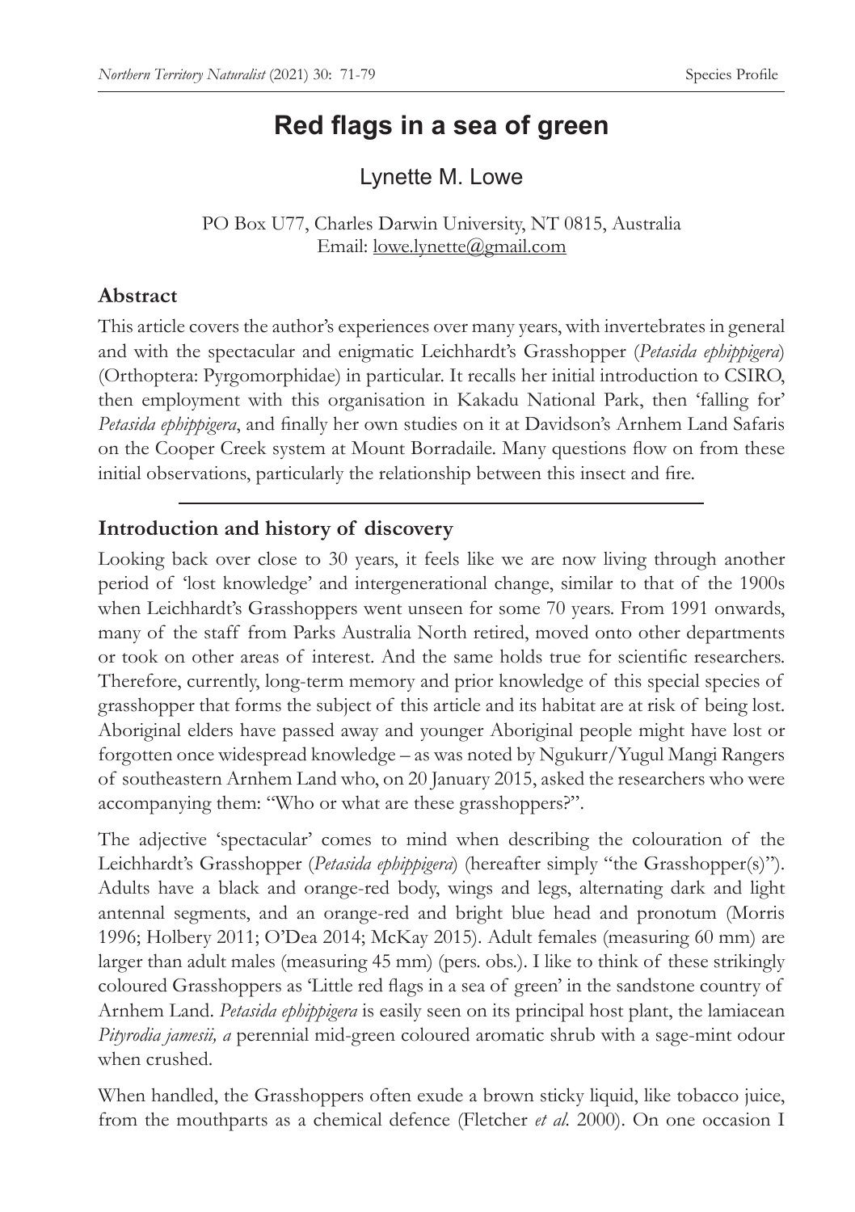# Red flags in a sea of green

Lynette M. Lowe

PO Box U77, Charles Darwin University, NT 0815, Australia
Email: lowe.lynette@gmail.com

## Abstract

This article covers the author's experiences over many years, with invertebrates in general and with the spectacular and enigmatic Leichhardt's Grasshopper (*Petasida ephippigera*) (Orthoptera: Pyrgomorphidae) in particular. It recalls her initial introduction to CSIRO, then employment with this organisation in Kakadu National Park, then 'falling for' *Petasida ephippigera*, and finally her own studies on it at Davidson's Arnhem Land Safaris on the Cooper Creek system at Mount Borradaile. Many questions flow on from these initial observations, particularly the relationship between this insect and fire.

## Introduction and history of discovery

Looking back over close to 30 years, it feels like we are now living through another period of 'lost knowledge' and intergenerational change, similar to that of the 1900s when Leichhardt's Grasshoppers went unseen for some 70 years. From 1991 onwards, many of the staff from Parks Australia North retired, moved onto other departments or took on other areas of interest. And the same holds true for scientific researchers. Therefore, currently, long-term memory and prior knowledge of this special species of grasshopper that forms the subject of this article and its habitat are at risk of being lost. Aboriginal elders have passed away and younger Aboriginal people might have lost or forgotten once widespread knowledge – as was noted by Ngukurr/Yugul Mangi Rangers of southeastern Arnhem Land who, on 20 January 2015, asked the researchers who were accompanying them: "Who or what are these grasshoppers?".

The adjective 'spectacular' comes to mind when describing the colouration of the Leichhardt's Grasshopper (*Petasida ephippigera*) (hereafter simply "the Grasshopper(s)"). Adults have a black and orange-red body, wings and legs, alternating dark and light antennal segments, and an orange-red and bright blue head and pronotum (Morris 1996; Holbery 2011; O'Dea 2014; McKay 2015). Adult females (measuring 60 mm) are larger than adult males (measuring 45 mm) (pers. obs.). I like to think of these strikingly coloured Grasshoppers as 'Little red flags in a sea of green' in the sandstone country of Arnhem Land. *Petasida ephippigera* is easily seen on its principal host plant, the lamiacean *Pityrodia jamesii, a* perennial mid-green coloured aromatic shrub with a sage-mint odour when crushed.

When handled, the Grasshoppers often exude a brown sticky liquid, like tobacco juice, from the mouthparts as a chemical defence (Fletcher *et al*. 2000). On one occasion I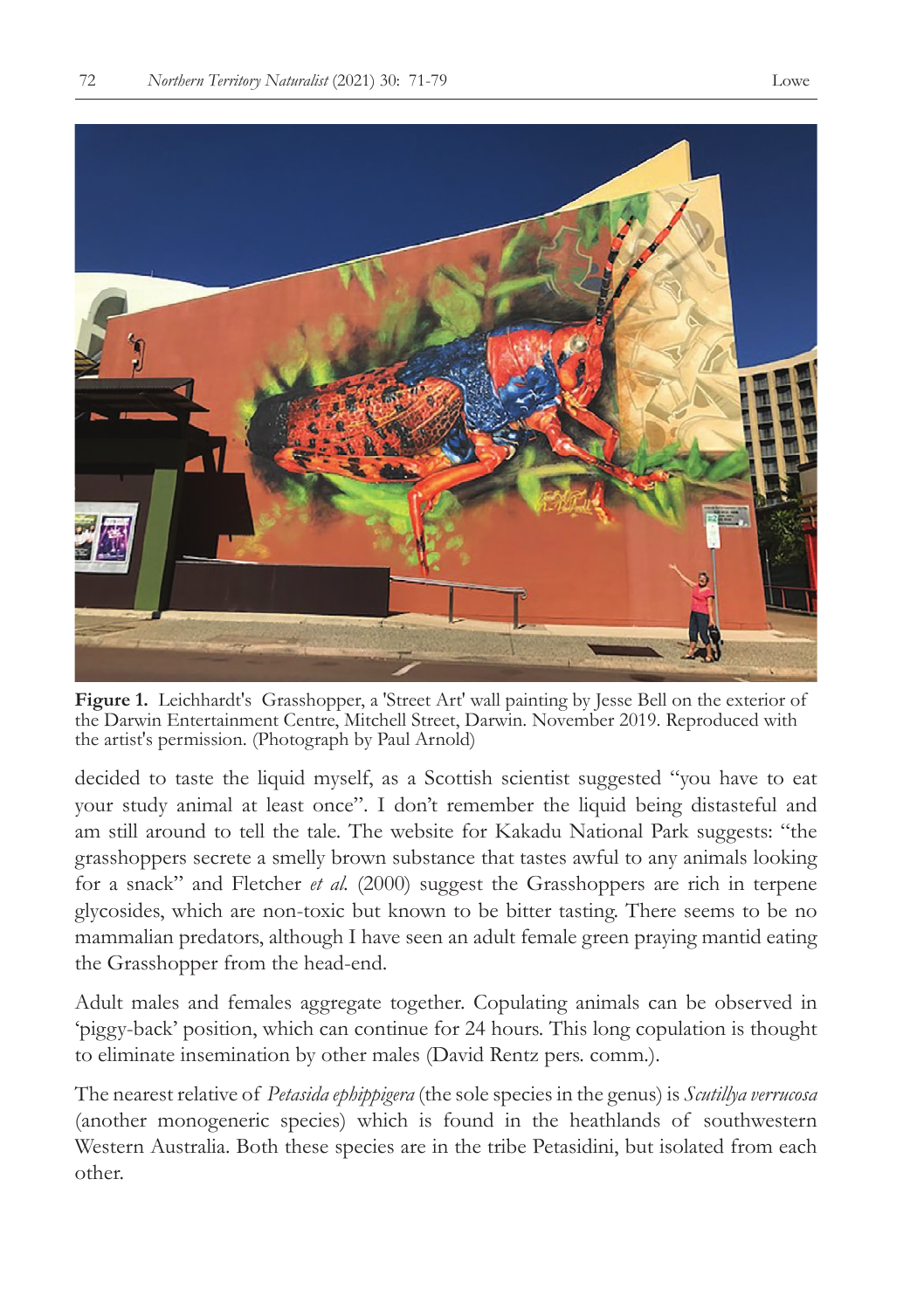**Figure 1.** Leichhardt's Grasshopper, a 'Street Art' wall painting by Jesse Bell on the exterior of the Darwin Entertainment Centre, Mitchell Street, Darwin. November 2019. Reproduced with the artist's permission. (Photograph by Paul Arnold)

decided to taste the liquid myself, as a Scottish scientist suggested "you have to eat your study animal at least once". I don't remember the liquid being distasteful and am still around to tell the tale. The website for Kakadu National Park suggests: "the grasshoppers secrete a smelly brown substance that tastes awful to any animals looking for a snack" and Fletcher *et al.* (2000) suggest the Grasshoppers are rich in terpene glycosides, which are non-toxic but known to be bitter tasting. There seems to be no mammalian predators, although I have seen an adult female green praying mantid eating the Grasshopper from the head-end.

Adult males and females aggregate together. Copulating animals can be observed in 'piggy-back' position, which can continue for 24 hours. This long copulation is thought to eliminate insemination by other males (David Rentz pers. comm.).

The nearest relative of *Petasida ephippigera* (the sole species in the genus) is *Scutillya verrucosa* (another monogeneric species) which is found in the heathlands of southwestern Western Australia. Both these species are in the tribe Petasidini, but isolated from each other.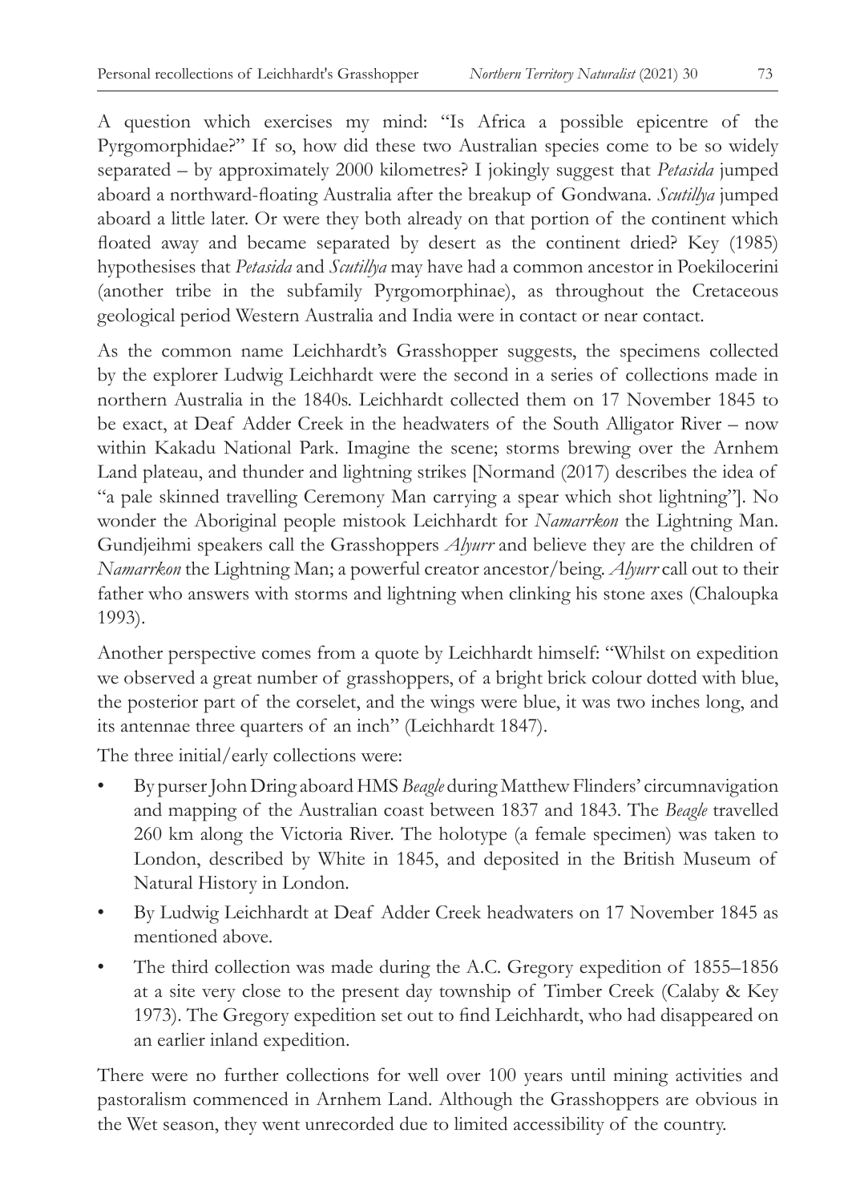A question which exercises my mind: "Is Africa a possible epicentre of the Pyrgomorphidae?" If so, how did these two Australian species come to be so widely separated – by approximately 2000 kilometres? I jokingly suggest that *Petasida* jumped aboard a northward-floating Australia after the breakup of Gondwana. *Scutillya* jumped aboard a little later. Or were they both already on that portion of the continent which floated away and became separated by desert as the continent dried? Key (1985) hypothesises that *Petasida* and *Scutillya* may have had a common ancestor in Poekilocerini (another tribe in the subfamily Pyrgomorphinae), as throughout the Cretaceous geological period Western Australia and India were in contact or near contact.

As the common name Leichhardt's Grasshopper suggests, the specimens collected by the explorer Ludwig Leichhardt were the second in a series of collections made in northern Australia in the 1840s. Leichhardt collected them on 17 November 1845 to be exact, at Deaf Adder Creek in the headwaters of the South Alligator River – now within Kakadu National Park. Imagine the scene; storms brewing over the Arnhem Land plateau, and thunder and lightning strikes [Normand (2017) describes the idea of "a pale skinned travelling Ceremony Man carrying a spear which shot lightning"]. No wonder the Aboriginal people mistook Leichhardt for *Namarrkon* the Lightning Man. Gundjeihmi speakers call the Grasshoppers *Alyurr* and believe they are the children of *Namarrkon* the Lightning Man; a powerful creator ancestor/being. *Alyurr* call out to their father who answers with storms and lightning when clinking his stone axes (Chaloupka 1993).

Another perspective comes from a quote by Leichhardt himself: "Whilst on expedition we observed a great number of grasshoppers, of a bright brick colour dotted with blue, the posterior part of the corselet, and the wings were blue, it was two inches long, and its antennae three quarters of an inch" (Leichhardt 1847).

The three initial/early collections were:

- By purser John Dring aboard HMS *Beagle* during Matthew Flinders' circumnavigation and mapping of the Australian coast between 1837 and 1843. The *Beagle* travelled 260 km along the Victoria River. The holotype (a female specimen) was taken to London, described by White in 1845, and deposited in the British Museum of Natural History in London.
- By Ludwig Leichhardt at Deaf Adder Creek headwaters on 17 November 1845 as mentioned above.
- The third collection was made during the A.C. Gregory expedition of 1855–1856 at a site very close to the present day township of Timber Creek (Calaby & Key 1973). The Gregory expedition set out to find Leichhardt, who had disappeared on an earlier inland expedition.

There were no further collections for well over 100 years until mining activities and pastoralism commenced in Arnhem Land. Although the Grasshoppers are obvious in the Wet season, they went unrecorded due to limited accessibility of the country.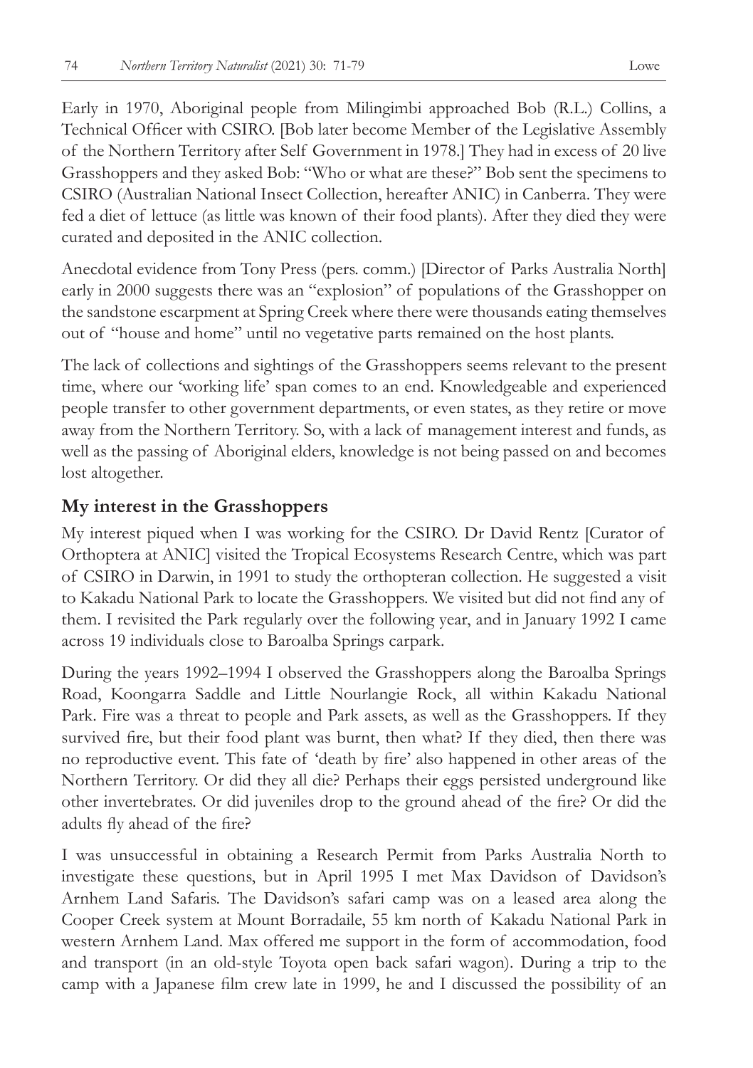Early in 1970, Aboriginal people from Milingimbi approached Bob (R.L.) Collins, a Technical Officer with CSIRO. [Bob later become Member of the Legislative Assembly of the Northern Territory after Self Government in 1978.] They had in excess of 20 live Grasshoppers and they asked Bob: "Who or what are these?" Bob sent the specimens to CSIRO (Australian National Insect Collection, hereafter ANIC) in Canberra. They were fed a diet of lettuce (as little was known of their food plants). After they died they were curated and deposited in the ANIC collection.

Anecdotal evidence from Tony Press (pers. comm.) [Director of Parks Australia North] early in 2000 suggests there was an "explosion" of populations of the Grasshopper on the sandstone escarpment at Spring Creek where there were thousands eating themselves out of "house and home" until no vegetative parts remained on the host plants.

The lack of collections and sightings of the Grasshoppers seems relevant to the present time, where our 'working life' span comes to an end. Knowledgeable and experienced people transfer to other government departments, or even states, as they retire or move away from the Northern Territory. So, with a lack of management interest and funds, as well as the passing of Aboriginal elders, knowledge is not being passed on and becomes lost altogether.

## My interest in the Grasshoppers

My interest piqued when I was working for the CSIRO. Dr David Rentz [Curator of Orthoptera at ANIC] visited the Tropical Ecosystems Research Centre, which was part of CSIRO in Darwin, in 1991 to study the orthopteran collection. He suggested a visit to Kakadu National Park to locate the Grasshoppers. We visited but did not find any of them. I revisited the Park regularly over the following year, and in January 1992 I came across 19 individuals close to Baroalba Springs carpark.

During the years 1992–1994 I observed the Grasshoppers along the Baroalba Springs Road, Koongarra Saddle and Little Nourlangie Rock, all within Kakadu National Park. Fire was a threat to people and Park assets, as well as the Grasshoppers. If they survived fire, but their food plant was burnt, then what? If they died, then there was no reproductive event. This fate of 'death by fire' also happened in other areas of the Northern Territory. Or did they all die? Perhaps their eggs persisted underground like other invertebrates. Or did juveniles drop to the ground ahead of the fire? Or did the adults fly ahead of the fire?

I was unsuccessful in obtaining a Research Permit from Parks Australia North to investigate these questions, but in April 1995 I met Max Davidson of Davidson's Arnhem Land Safaris. The Davidson's safari camp was on a leased area along the Cooper Creek system at Mount Borradaile, 55 km north of Kakadu National Park in western Arnhem Land. Max offered me support in the form of accommodation, food and transport (in an old-style Toyota open back safari wagon). During a trip to the camp with a Japanese film crew late in 1999, he and I discussed the possibility of an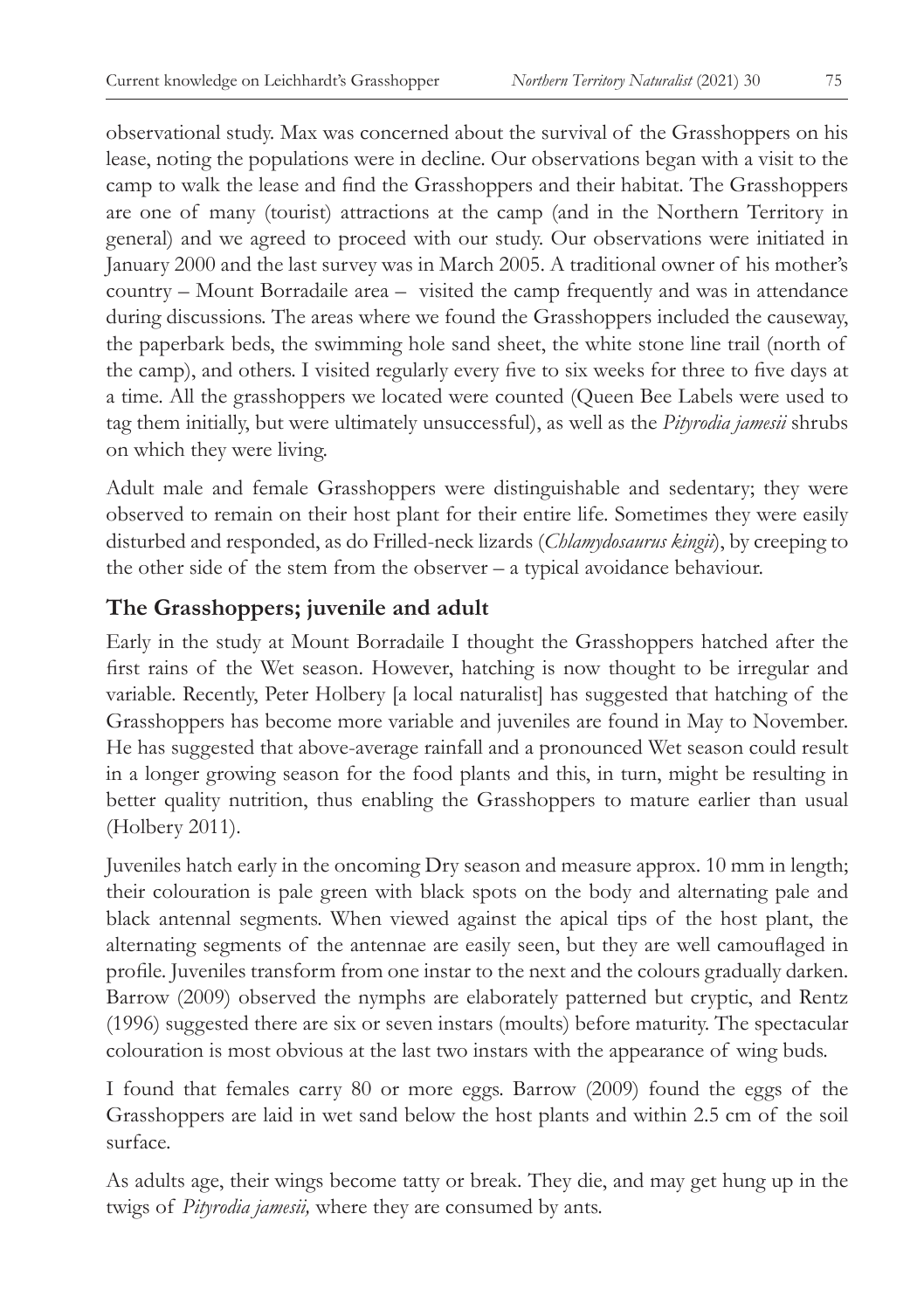observational study. Max was concerned about the survival of the Grasshoppers on his lease, noting the populations were in decline. Our observations began with a visit to the camp to walk the lease and find the Grasshoppers and their habitat. The Grasshoppers are one of many (tourist) attractions at the camp (and in the Northern Territory in general) and we agreed to proceed with our study. Our observations were initiated in January 2000 and the last survey was in March 2005. A traditional owner of his mother's country – Mount Borradaile area – visited the camp frequently and was in attendance during discussions. The areas where we found the Grasshoppers included the causeway, the paperbark beds, the swimming hole sand sheet, the white stone line trail (north of the camp), and others. I visited regularly every five to six weeks for three to five days at a time. All the grasshoppers we located were counted (Queen Bee Labels were used to tag them initially, but were ultimately unsuccessful), as well as the *Pityrodia jamesii* shrubs on which they were living.

Adult male and female Grasshoppers were distinguishable and sedentary; they were observed to remain on their host plant for their entire life. Sometimes they were easily disturbed and responded, as do Frilled-neck lizards (*Chlamydosaurus kingii*), by creeping to the other side of the stem from the observer – a typical avoidance behaviour.

## The Grasshoppers; juvenile and adult

Early in the study at Mount Borradaile I thought the Grasshoppers hatched after the first rains of the Wet season. However, hatching is now thought to be irregular and variable. Recently, Peter Holbery [a local naturalist] has suggested that hatching of the Grasshoppers has become more variable and juveniles are found in May to November. He has suggested that above-average rainfall and a pronounced Wet season could result in a longer growing season for the food plants and this, in turn, might be resulting in better quality nutrition, thus enabling the Grasshoppers to mature earlier than usual (Holbery 2011).

Juveniles hatch early in the oncoming Dry season and measure approx. 10 mm in length; their colouration is pale green with black spots on the body and alternating pale and black antennal segments. When viewed against the apical tips of the host plant, the alternating segments of the antennae are easily seen, but they are well camouflaged in profile. Juveniles transform from one instar to the next and the colours gradually darken. Barrow (2009) observed the nymphs are elaborately patterned but cryptic, and Rentz (1996) suggested there are six or seven instars (moults) before maturity. The spectacular colouration is most obvious at the last two instars with the appearance of wing buds.

I found that females carry 80 or more eggs. Barrow (2009) found the eggs of the Grasshoppers are laid in wet sand below the host plants and within 2.5 cm of the soil surface.

As adults age, their wings become tatty or break. They die, and may get hung up in the twigs of *Pityrodia jamesii,* where they are consumed by ants.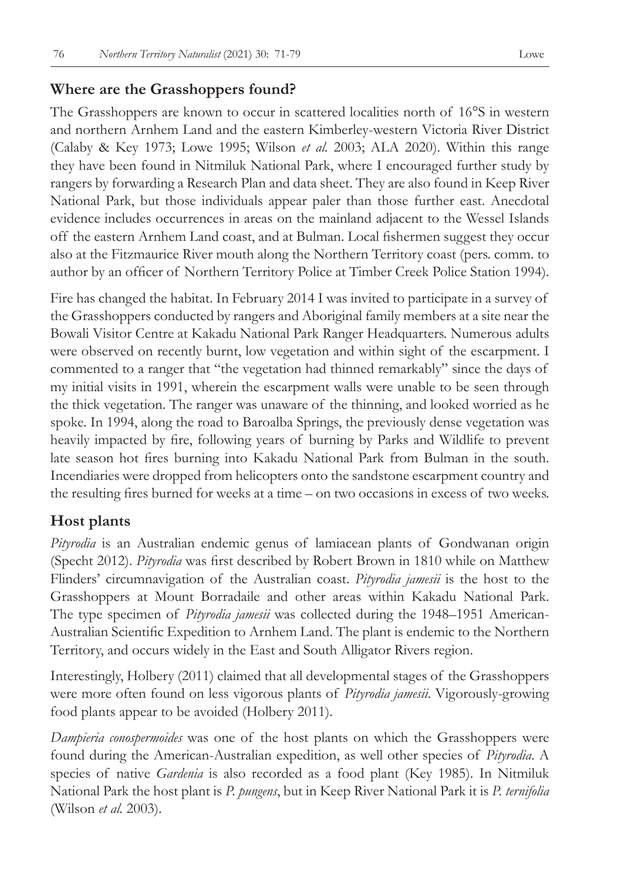## Where are the Grasshoppers found?

The Grasshoppers are known to occur in scattered localities north of 16°S in western and northern Arnhem Land and the eastern Kimberley-western Victoria River District (Calaby & Key 1973; Lowe 1995; Wilson *et al.* 2003; ALA 2020). Within this range they have been found in Nitmiluk National Park, where I encouraged further study by rangers by forwarding a Research Plan and data sheet. They are also found in Keep River National Park, but those individuals appear paler than those further east. Anecdotal evidence includes occurrences in areas on the mainland adjacent to the Wessel Islands off the eastern Arnhem Land coast, and at Bulman. Local fishermen suggest they occur also at the Fitzmaurice River mouth along the Northern Territory coast (pers. comm. to author by an officer of Northern Territory Police at Timber Creek Police Station 1994).

Fire has changed the habitat. In February 2014 I was invited to participate in a survey of the Grasshoppers conducted by rangers and Aboriginal family members at a site near the Bowali Visitor Centre at Kakadu National Park Ranger Headquarters. Numerous adults were observed on recently burnt, low vegetation and within sight of the escarpment. I commented to a ranger that "the vegetation had thinned remarkably" since the days of my initial visits in 1991, wherein the escarpment walls were unable to be seen through the thick vegetation. The ranger was unaware of the thinning, and looked worried as he spoke. In 1994, along the road to Baroalba Springs, the previously dense vegetation was heavily impacted by fire, following years of burning by Parks and Wildlife to prevent late season hot fires burning into Kakadu National Park from Bulman in the south. Incendiaries were dropped from helicopters onto the sandstone escarpment country and the resulting fires burned for weeks at a time – on two occasions in excess of two weeks.

## Host plants

*Pityrodia* is an Australian endemic genus of lamiacean plants of Gondwanan origin (Specht 2012). *Pityrodia* was first described by Robert Brown in 1810 while on Matthew Flinders' circumnavigation of the Australian coast. *Pityrodia jamesii* is the host to the Grasshoppers at Mount Borradaile and other areas within Kakadu National Park. The type specimen of *Pityrodia jamesii* was collected during the 1948–1951 American-Australian Scientific Expedition to Arnhem Land. The plant is endemic to the Northern Territory, and occurs widely in the East and South Alligator Rivers region.

Interestingly, Holbery (2011) claimed that all developmental stages of the Grasshoppers were more often found on less vigorous plants of *Pityrodia jamesii*. Vigorously-growing food plants appear to be avoided (Holbery 2011).

*Dampieria conospermoides* was one of the host plants on which the Grasshoppers were found during the American-Australian expedition, as well other species of *Pityrodia*. A species of native *Gardenia* is also recorded as a food plant (Key 1985). In Nitmiluk National Park the host plant is *P. pungens*, but in Keep River National Park it is *P. ternifolia* (Wilson *et al.* 2003).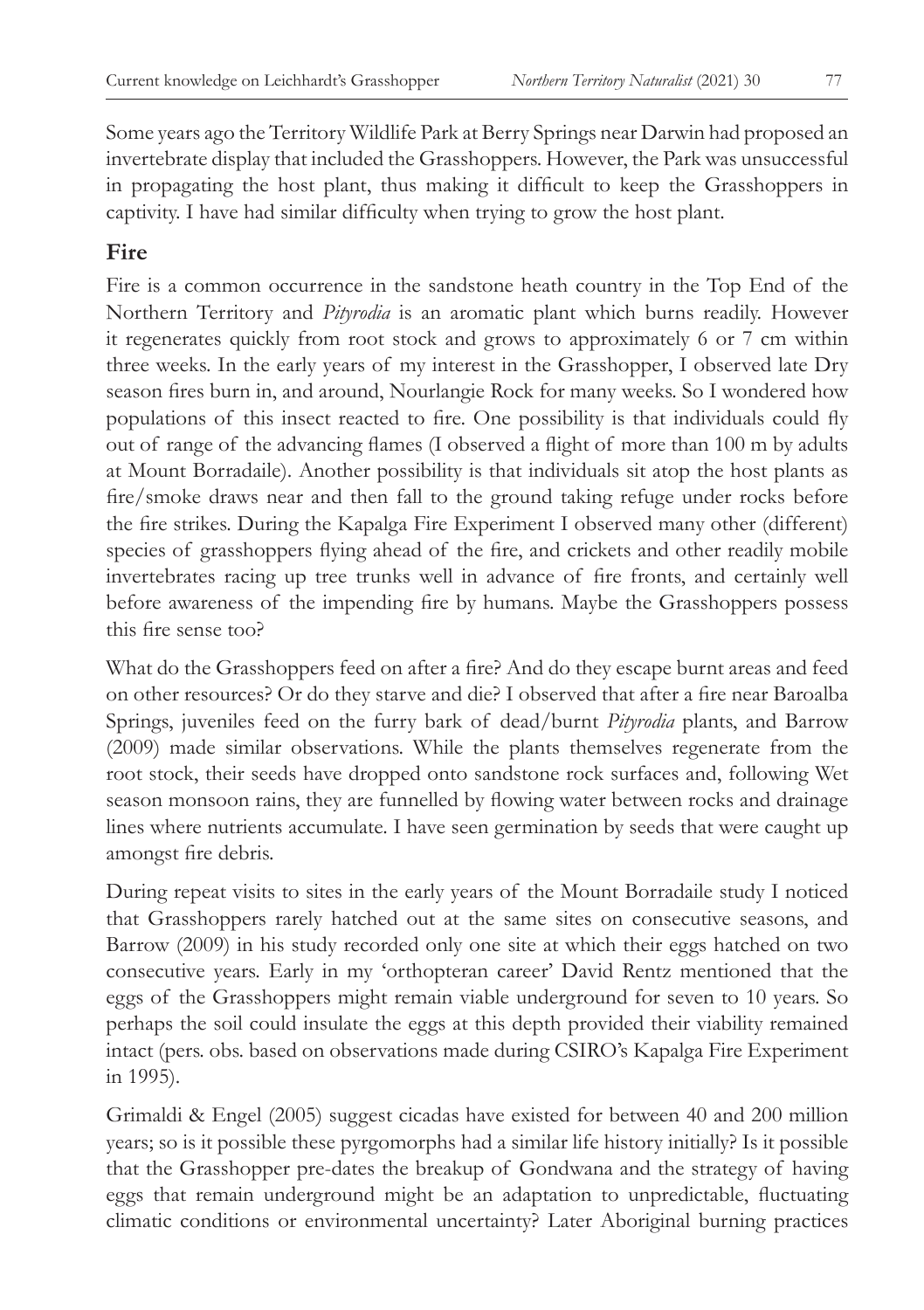Some years ago the Territory Wildlife Park at Berry Springs near Darwin had proposed an invertebrate display that included the Grasshoppers. However, the Park was unsuccessful in propagating the host plant, thus making it difficult to keep the Grasshoppers in captivity. I have had similar difficulty when trying to grow the host plant.

## Fire

Fire is a common occurrence in the sandstone heath country in the Top End of the Northern Territory and *Pityrodia* is an aromatic plant which burns readily. However it regenerates quickly from root stock and grows to approximately 6 or 7 cm within three weeks. In the early years of my interest in the Grasshopper, I observed late Dry season fires burn in, and around, Nourlangie Rock for many weeks. So I wondered how populations of this insect reacted to fire. One possibility is that individuals could fly out of range of the advancing flames (I observed a flight of more than 100 m by adults at Mount Borradaile). Another possibility is that individuals sit atop the host plants as fire/smoke draws near and then fall to the ground taking refuge under rocks before the fire strikes. During the Kapalga Fire Experiment I observed many other (different) species of grasshoppers flying ahead of the fire, and crickets and other readily mobile invertebrates racing up tree trunks well in advance of fire fronts, and certainly well before awareness of the impending fire by humans. Maybe the Grasshoppers possess this fire sense too?

What do the Grasshoppers feed on after a fire? And do they escape burnt areas and feed on other resources? Or do they starve and die? I observed that after a fire near Baroalba Springs, juveniles feed on the furry bark of dead/burnt *Pityrodia* plants, and Barrow (2009) made similar observations. While the plants themselves regenerate from the root stock, their seeds have dropped onto sandstone rock surfaces and, following Wet season monsoon rains, they are funnelled by flowing water between rocks and drainage lines where nutrients accumulate. I have seen germination by seeds that were caught up amongst fire debris.

During repeat visits to sites in the early years of the Mount Borradaile study I noticed that Grasshoppers rarely hatched out at the same sites on consecutive seasons, and Barrow (2009) in his study recorded only one site at which their eggs hatched on two consecutive years. Early in my 'orthopteran career' David Rentz mentioned that the eggs of the Grasshoppers might remain viable underground for seven to 10 years. So perhaps the soil could insulate the eggs at this depth provided their viability remained intact (pers. obs. based on observations made during CSIRO's Kapalga Fire Experiment in 1995).

Grimaldi & Engel (2005) suggest cicadas have existed for between 40 and 200 million years; so is it possible these pyrgomorphs had a similar life history initially? Is it possible that the Grasshopper pre-dates the breakup of Gondwana and the strategy of having eggs that remain underground might be an adaptation to unpredictable, fluctuating climatic conditions or environmental uncertainty? Later Aboriginal burning practices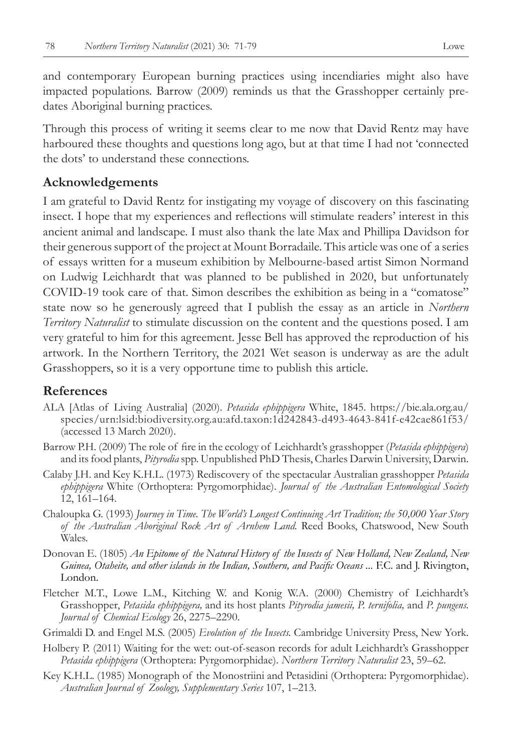and contemporary European burning practices using incendiaries might also have impacted populations. Barrow (2009) reminds us that the Grasshopper certainly predates Aboriginal burning practices.

Through this process of writing it seems clear to me now that David Rentz may have harboured these thoughts and questions long ago, but at that time I had not 'connected the dots' to understand these connections.

## Acknowledgements

I am grateful to David Rentz for instigating my voyage of discovery on this fascinating insect. I hope that my experiences and reflections will stimulate readers' interest in this ancient animal and landscape. I must also thank the late Max and Phillipa Davidson for their generous support of the project at Mount Borradaile. This article was one of a series of essays written for a museum exhibition by Melbourne-based artist Simon Normand on Ludwig Leichhardt that was planned to be published in 2020, but unfortunately COVID-19 took care of that. Simon describes the exhibition as being in a "comatose" state now so he generously agreed that I publish the essay as an article in *Northern Territory Naturalist* to stimulate discussion on the content and the questions posed. I am very grateful to him for this agreement. Jesse Bell has approved the reproduction of his artwork. In the Northern Territory, the 2021 Wet season is underway as are the adult Grasshoppers, so it is a very opportune time to publish this article.

## References

ALA [Atlas of Living Australia] (2020). *Petasida ephippigera* White, 1845. https://bie.ala.org.au/species/urn:lsid:biodiversity.org.au:afd.taxon:1d242843-d493-4643-841f-e42cae861f53/ (accessed 13 March 2020).

Barrow P.H. (2009) The role of fire in the ecology of Leichhardt's grasshopper (*Petasida ephippigera*) and its food plants, *Pityrodia* spp. Unpublished PhD Thesis, Charles Darwin University, Darwin.

Calaby J.H. and Key K.H.L. (1973) Rediscovery of the spectacular Australian grasshopper *Petasida ephippigera* White (Orthoptera: Pyrgomorphidae). *Journal of the Australian Entomological Society* 12, 161–164.

Chaloupka G. (1993) *Journey in Time. The World's Longest Continuing Art Tradition; the 50,000 Year Story of the Australian Aboriginal Rock Art of Arnhem Land.* Reed Books, Chatswood, New South Wales.

Donovan E. (1805) *An Epitome of the Natural History of the Insects of New Holland, New Zealand, New Guinea, Otaheite, and other islands in the Indian, Southern, and Pacific Oceans ...* F.C. and J. Rivington, London.

Fletcher M.T., Lowe L.M., Kitching W. and Konig W.A. (2000) Chemistry of Leichhardt's Grasshopper, *Petasida ephippigera,* and its host plants *Pityrodia jamesii, P. ternifolia,* and *P. pungens. Journal of Chemical Ecology* 26, 2275–2290.

Grimaldi D. and Engel M.S. (2005) *Evolution of the Insects.* Cambridge University Press, New York.

Holbery P. (2011) Waiting for the wet: out-of-season records for adult Leichhardt's Grasshopper *Petasida ephippigera* (Orthoptera: Pyrgomorphidae). *Northern Territory Naturalist* 23, 59–62.

Key K.H.L. (1985) Monograph of the Monostriini and Petasidini (Orthoptera: Pyrgomorphidae). *Australian Journal of Zoology, Supplementary Series* 107, 1–213.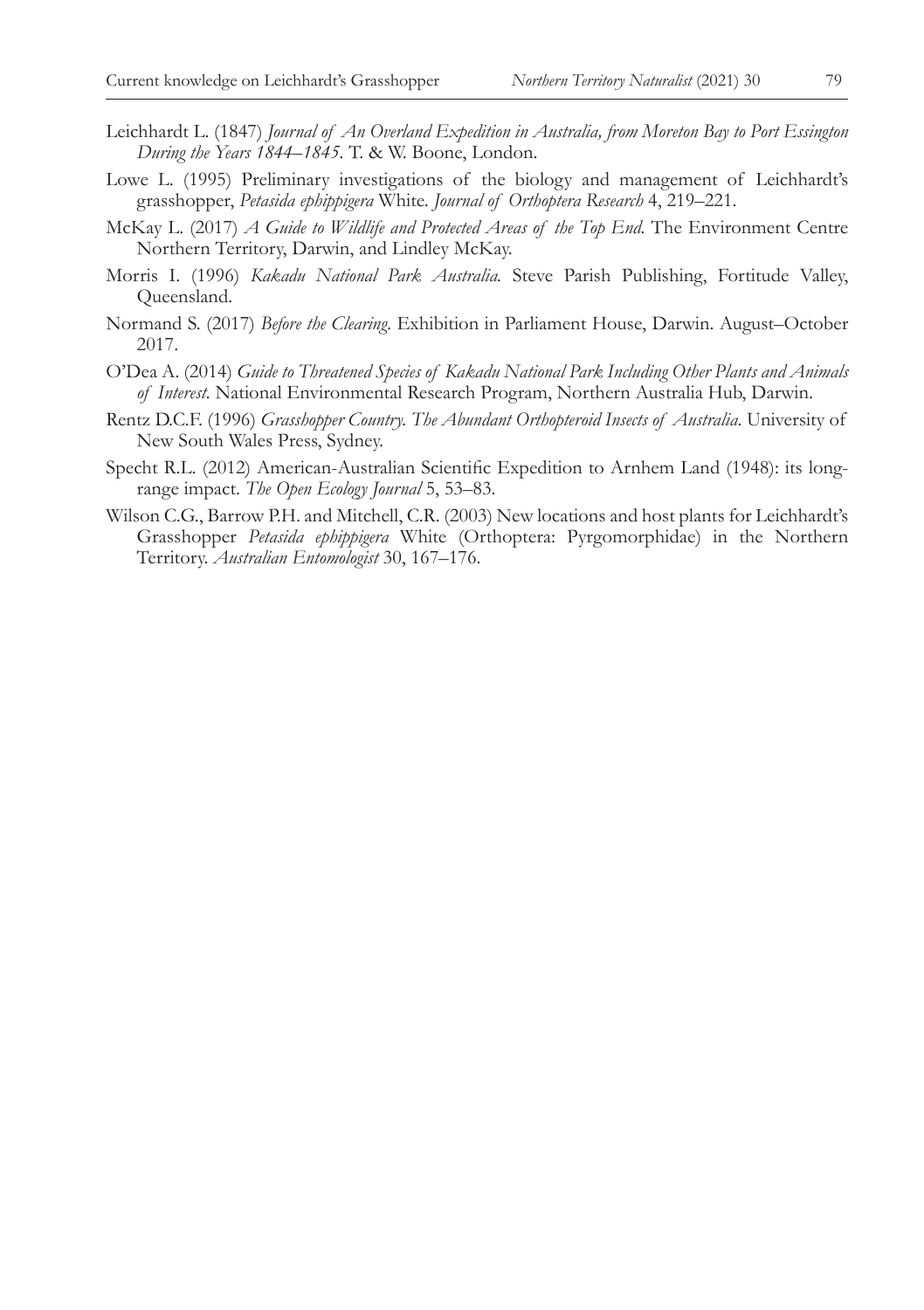Leichhardt L. (1847) *Journal of An Overland Expedition in Australia, from Moreton Bay to Port Essington During the Years 1844–1845*. T. & W. Boone, London.

Lowe L. (1995) Preliminary investigations of the biology and management of Leichhardt's grasshopper, *Petasida ephippigera* White. *Journal of Orthoptera Research* 4, 219–221.

McKay L. (2017) *A Guide to Wildlife and Protected Areas of the Top End*. The Environment Centre Northern Territory, Darwin, and Lindley McKay.

Morris I. (1996) *Kakadu National Park Australia*. Steve Parish Publishing, Fortitude Valley, Queensland.

Normand S. (2017) *Before the Clearing*. Exhibition in Parliament House, Darwin. August–October 2017.

O'Dea A. (2014) *Guide to Threatened Species of Kakadu National Park Including Other Plants and Animals of Interest*. National Environmental Research Program, Northern Australia Hub, Darwin.

Rentz D.C.F. (1996) *Grasshopper Country. The Abundant Orthopteroid Insects of Australia*. University of New South Wales Press, Sydney.

Specht R.L. (2012) American-Australian Scientific Expedition to Arnhem Land (1948): its long-range impact. *The Open Ecology Journal* 5, 53–83.

Wilson C.G., Barrow P.H. and Mitchell, C.R. (2003) New locations and host plants for Leichhardt's Grasshopper *Petasida ephippigera* White (Orthoptera: Pyrgomorphidae) in the Northern Territory. *Australian Entomologist* 30, 167–176.